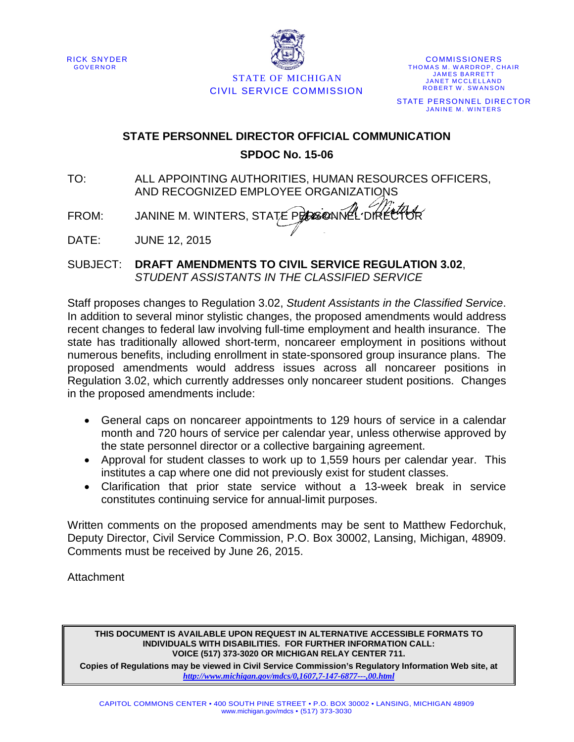RICK SNYDER
GOVERNOR

STATE OF MICHIGAN
CIVIL SERVICE COMMISSION

COMMISSIONERS
THOMAS M. WARDROP, CHAIR
JAMES BARRETT
JANET MCCLELLAND
ROBERT W. SWANSON

STATE PERSONNEL DIRECTOR
JANINE M. WINTERS

## STATE PERSONNEL DIRECTOR OFFICIAL COMMUNICATION

## SPDOC No. 15-06

TO: ALL APPOINTING AUTHORITIES, HUMAN RESOURCES OFFICERS, AND RECOGNIZED EMPLOYEE ORGANIZATIONS

FROM: JANINE M. WINTERS, STATE PERSONNEL DIRECTOR

DATE: JUNE 12, 2015

SUBJECT: **DRAFT AMENDMENTS TO CIVIL SERVICE REGULATION 3.02**, *STUDENT ASSISTANTS IN THE CLASSIFIED SERVICE*

Staff proposes changes to Regulation 3.02, *Student Assistants in the Classified Service*. In addition to several minor stylistic changes, the proposed amendments would address recent changes to federal law involving full-time employment and health insurance. The state has traditionally allowed short-term, noncareer employment in positions without numerous benefits, including enrollment in state-sponsored group insurance plans. The proposed amendments would address issues across all noncareer positions in Regulation 3.02, which currently addresses only noncareer student positions. Changes in the proposed amendments include:

- General caps on noncareer appointments to 129 hours of service in a calendar month and 720 hours of service per calendar year, unless otherwise approved by the state personnel director or a collective bargaining agreement.
- Approval for student classes to work up to 1,559 hours per calendar year. This institutes a cap where one did not previously exist for student classes.
- Clarification that prior state service without a 13-week break in service constitutes continuing service for annual-limit purposes.

Written comments on the proposed amendments may be sent to Matthew Fedorchuk, Deputy Director, Civil Service Commission, P.O. Box 30002, Lansing, Michigan, 48909. Comments must be received by June 26, 2015.

Attachment

**THIS DOCUMENT IS AVAILABLE UPON REQUEST IN ALTERNATIVE ACCESSIBLE FORMATS TO INDIVIDUALS WITH DISABILITIES. FOR FURTHER INFORMATION CALL: VOICE (517) 373-3020 OR MICHIGAN RELAY CENTER 711.**

**Copies of Regulations may be viewed in Civil Service Commission's Regulatory Information Web site, at** ***http://www.michigan.gov/mdcs/0,1607,7-147-6877---,00.html***

CAPITOL COMMONS CENTER • 400 SOUTH PINE STREET • P.O. BOX 30002 • LANSING, MICHIGAN 48909
www.michigan.gov/mdcs • (517) 373-3030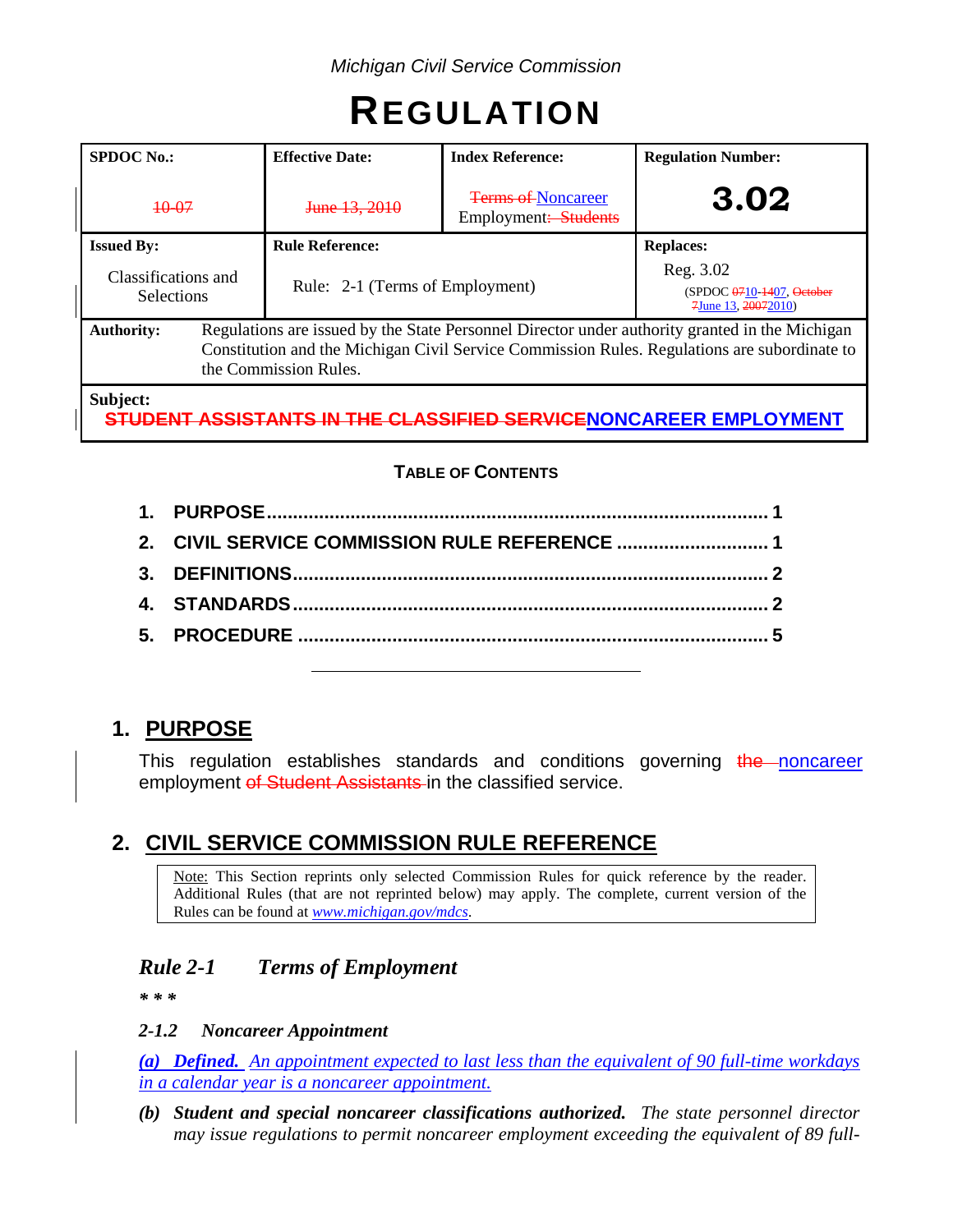*Michigan Civil Service Commission*

# REGULATION

| SPDOC No.: | Effective Date: | Index Reference: | Regulation Number: |
|---|---|---|---|
| ~~10-07~~ | ~~June 13, 2010~~ | ~~Terms of~~ Noncareer Employment~~: Students~~ | **3.02** |
| **Issued By:** | **Rule Reference:** | | **Replaces:** |
| Classifications and Selections | Rule: 2-1 (Terms of Employment) | | Reg. 3.02 (SPDOC ~~07~~10-~~14~~07, ~~October 7~~June 13, ~~2007~~2010) |

**Authority:** Regulations are issued by the State Personnel Director under authority granted in the Michigan Constitution and the Michigan Civil Service Commission Rules. Regulations are subordinate to the Commission Rules.

**Subject:**
**~~STUDENT ASSISTANTS IN THE CLASSIFIED SERVICE~~NONCAREER EMPLOYMENT**

**TABLE OF CONTENTS**

1. PURPOSE ..... 1
2. CIVIL SERVICE COMMISSION RULE REFERENCE ..... 1
3. DEFINITIONS ..... 2
4. STANDARDS ..... 2
5. PROCEDURE ..... 5

## 1. PURPOSE

This regulation establishes standards and conditions governing ~~the~~ noncareer employment ~~of Student Assistants~~ in the classified service.

## 2. CIVIL SERVICE COMMISSION RULE REFERENCE

> Note: This Section reprints only selected Commission Rules for quick reference by the reader. Additional Rules (that are not reprinted below) may apply. The complete, current version of the Rules can be found at *www.michigan.gov/mdcs*.

### *Rule 2-1 Terms of Employment*

***\* \* \****

***2-1.2 Noncareer Appointment***

***(a) Defined.*** *An appointment expected to last less than the equivalent of 90 full-time workdays in a calendar year is a noncareer appointment.*

***(b) Student and special noncareer classifications authorized.*** *The state personnel director may issue regulations to permit noncareer employment exceeding the equivalent of 89 full-*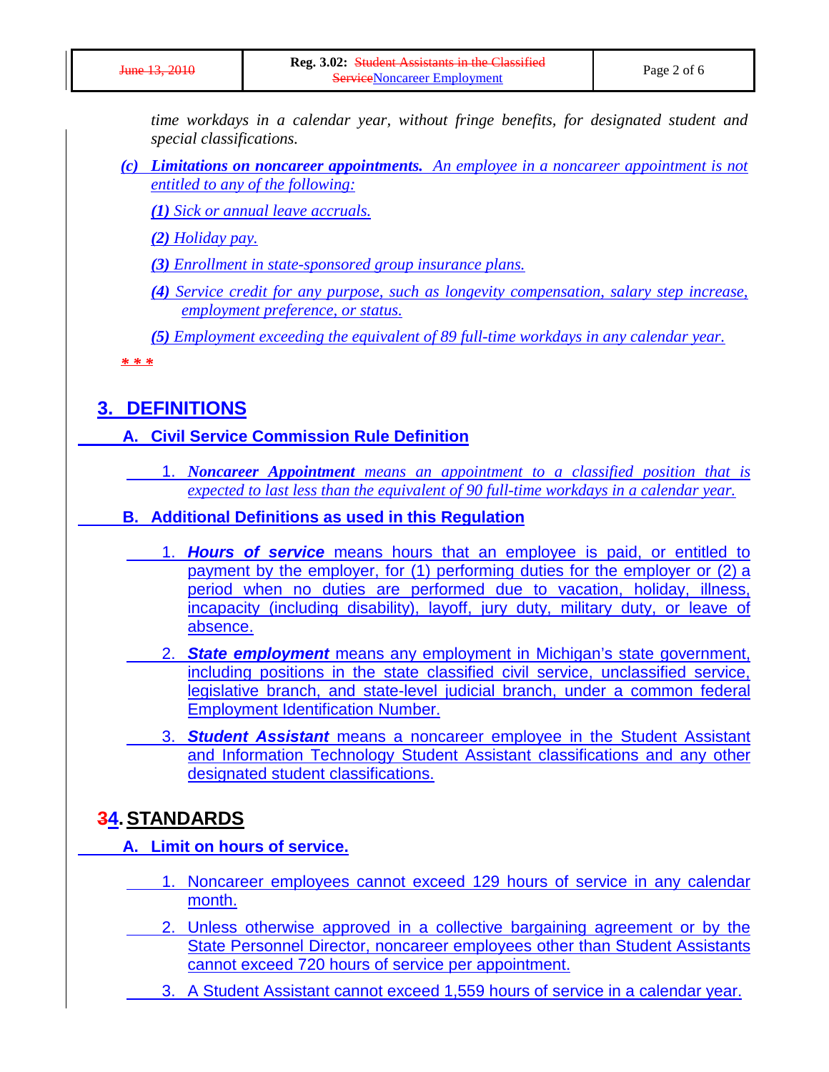*time workdays in a calendar year, without fringe benefits, for designated student and special classifications.*

*(c) **Limitations on noncareer appointments.** An employee in a noncareer appointment is not entitled to any of the following:*

*(1) Sick or annual leave accruals.*

*(2) Holiday pay.*

*(3) Enrollment in state-sponsored group insurance plans.*

*(4) Service credit for any purpose, such as longevity compensation, salary step increase, employment preference, or status.*

*(5) Employment exceeding the equivalent of 89 full-time workdays in any calendar year.*

**\* \* \***

## 3. DEFINITIONS

### A. Civil Service Commission Rule Definition

1. ***Noncareer Appointment*** *means an appointment to a classified position that is expected to last less than the equivalent of 90 full-time workdays in a calendar year.*

### B. Additional Definitions as used in this Regulation

1. ***Hours of service*** means hours that an employee is paid, or entitled to payment by the employer, for (1) performing duties for the employer or (2) a period when no duties are performed due to vacation, holiday, illness, incapacity (including disability), layoff, jury duty, military duty, or leave of absence.
2. ***State employment*** means any employment in Michigan's state government, including positions in the state classified civil service, unclassified service, legislative branch, and state-level judicial branch, under a common federal Employment Identification Number.
3. ***Student Assistant*** means a noncareer employee in the Student Assistant and Information Technology Student Assistant classifications and any other designated student classifications.

## ~~3~~4. STANDARDS

### A. Limit on hours of service.

1. Noncareer employees cannot exceed 129 hours of service in any calendar month.
2. Unless otherwise approved in a collective bargaining agreement or by the State Personnel Director, noncareer employees other than Student Assistants cannot exceed 720 hours of service per appointment.
3. A Student Assistant cannot exceed 1,559 hours of service in a calendar year.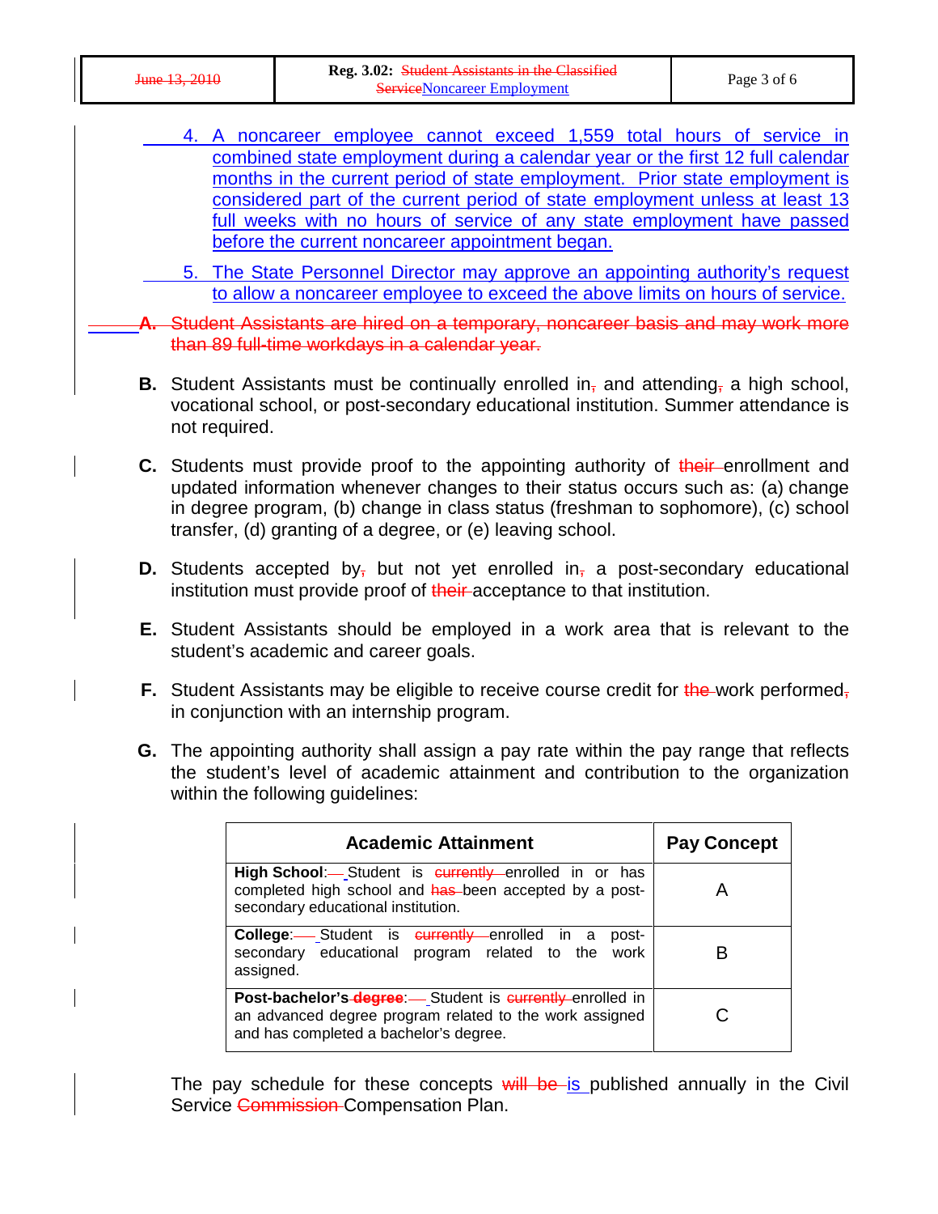4. A noncareer employee cannot exceed 1,559 total hours of service in combined state employment during a calendar year or the first 12 full calendar months in the current period of state employment. Prior state employment is considered part of the current period of state employment unless at least 13 full weeks with no hours of service of any state employment have passed before the current noncareer appointment began.

5. The State Personnel Director may approve an appointing authority's request to allow a noncareer employee to exceed the above limits on hours of service.

~~**A.** Student Assistants are hired on a temporary, noncareer basis and may work more than 89 full-time workdays in a calendar year.~~

**B.** Student Assistants must be continually enrolled in~~,~~ and attending~~,~~ a high school, vocational school, or post-secondary educational institution. Summer attendance is not required.

**C.** Students must provide proof to the appointing authority of ~~their~~ enrollment and updated information whenever changes to their status occurs such as: (a) change in degree program, (b) change in class status (freshman to sophomore), (c) school transfer, (d) granting of a degree, or (e) leaving school.

**D.** Students accepted by~~,~~ but not yet enrolled in~~,~~ a post-secondary educational institution must provide proof of ~~their~~ acceptance to that institution.

**E.** Student Assistants should be employed in a work area that is relevant to the student's academic and career goals.

**F.** Student Assistants may be eligible to receive course credit for ~~the~~ work performed~~,~~ in conjunction with an internship program.

**G.** The appointing authority shall assign a pay rate within the pay range that reflects the student's level of academic attainment and contribution to the organization within the following guidelines:

| Academic Attainment | Pay Concept |
|---|---|
| **High School**: Student is ~~currently~~ enrolled in or has completed high school and ~~has~~ been accepted by a post-secondary educational institution. | A |
| **College**: Student is ~~currently~~ enrolled in a post-secondary educational program related to the work assigned. | B |
| **Post-bachelor's ~~degree~~**: Student is ~~currently~~ enrolled in an advanced degree program related to the work assigned and has completed a bachelor's degree. | C |

The pay schedule for these concepts ~~will be~~ is published annually in the Civil Service ~~Commission~~ Compensation Plan.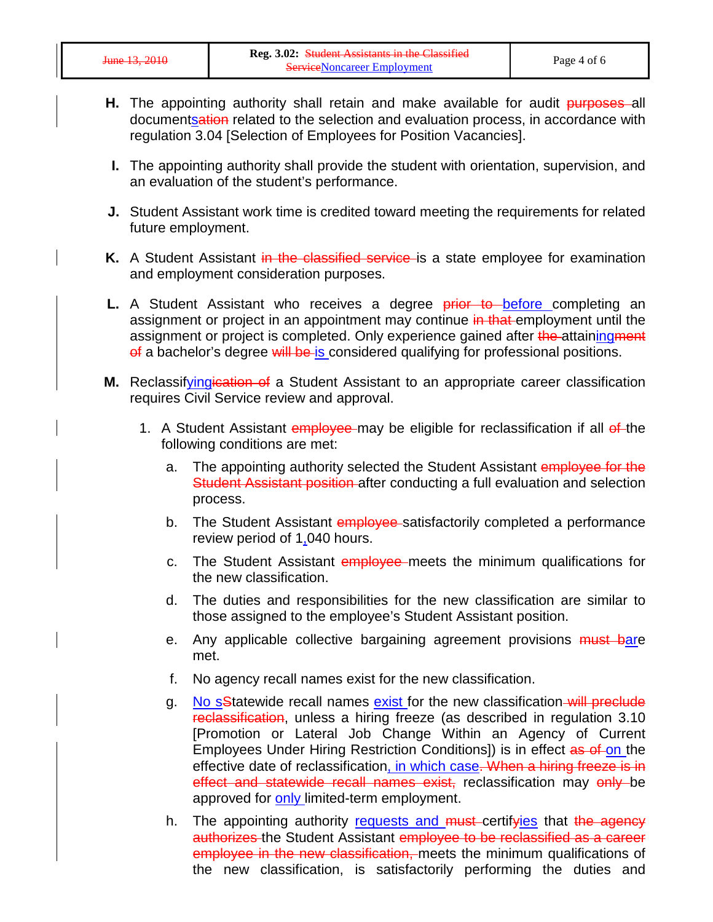**H.** The appointing authority shall retain and make available for audit ~~purposes~~ all document<u>s</u>~~ation~~ related to the selection and evaluation process, in accordance with regulation 3.04 [Selection of Employees for Position Vacancies].

**I.** The appointing authority shall provide the student with orientation, supervision, and an evaluation of the student's performance.

**J.** Student Assistant work time is credited toward meeting the requirements for related future employment.

**K.** A Student Assistant ~~in the classified service~~ is a state employee for examination and employment consideration purposes.

**L.** A Student Assistant who receives a degree ~~prior to~~ <u>before</u> completing an assignment or project in an appointment may continue ~~in that~~ employment until the assignment or project is completed. Only experience gained after ~~the~~ attain<u>ing</u>~~ment of~~ a bachelor's degree ~~will be~~ <u>is</u> considered qualifying for professional positions.

**M.** Reclassif<u>ying</u>~~ication of~~ a Student Assistant to an appropriate career classification requires Civil Service review and approval.

1. A Student Assistant ~~employee~~ may be eligible for reclassification if all ~~of~~ the following conditions are met:

   a. The appointing authority selected the Student Assistant ~~employee for the Student Assistant position~~ after conducting a full evaluation and selection process.

   b. The Student Assistant ~~employee~~ satisfactorily completed a performance review period of 1<u>,</u>040 hours.

   c. The Student Assistant ~~employee~~ meets the minimum qualifications for the new classification.

   d. The duties and responsibilities for the new classification are similar to those assigned to the employee's Student Assistant position.

   e. Any applicable collective bargaining agreement provisions ~~must b~~<u>ar</u>e met.

   f. No agency recall names exist for the new classification.

   g. <u>No s</u>~~S~~tatewide recall names <u>exist</u> for the new classification ~~will preclude reclassification~~, unless a hiring freeze (as described in regulation 3.10 [Promotion or Lateral Job Change Within an Agency of Current Employees Under Hiring Restriction Conditions]) is in effect ~~as of~~ <u>on</u> the effective date of reclassification<u>, in which case</u>~~. When a hiring freeze is in effect and statewide recall names exist,~~ reclassification may ~~only~~ be approved for <u>only</u> limited-term employment.

   h. The appointing authority <u>requests and</u> ~~must~~ certif~~y~~<u>ies</u> that ~~the agency authorizes~~ the Student Assistant ~~employee to be reclassified as a career employee in the new classification,~~ meets the minimum qualifications of the new classification, is satisfactorily performing the duties and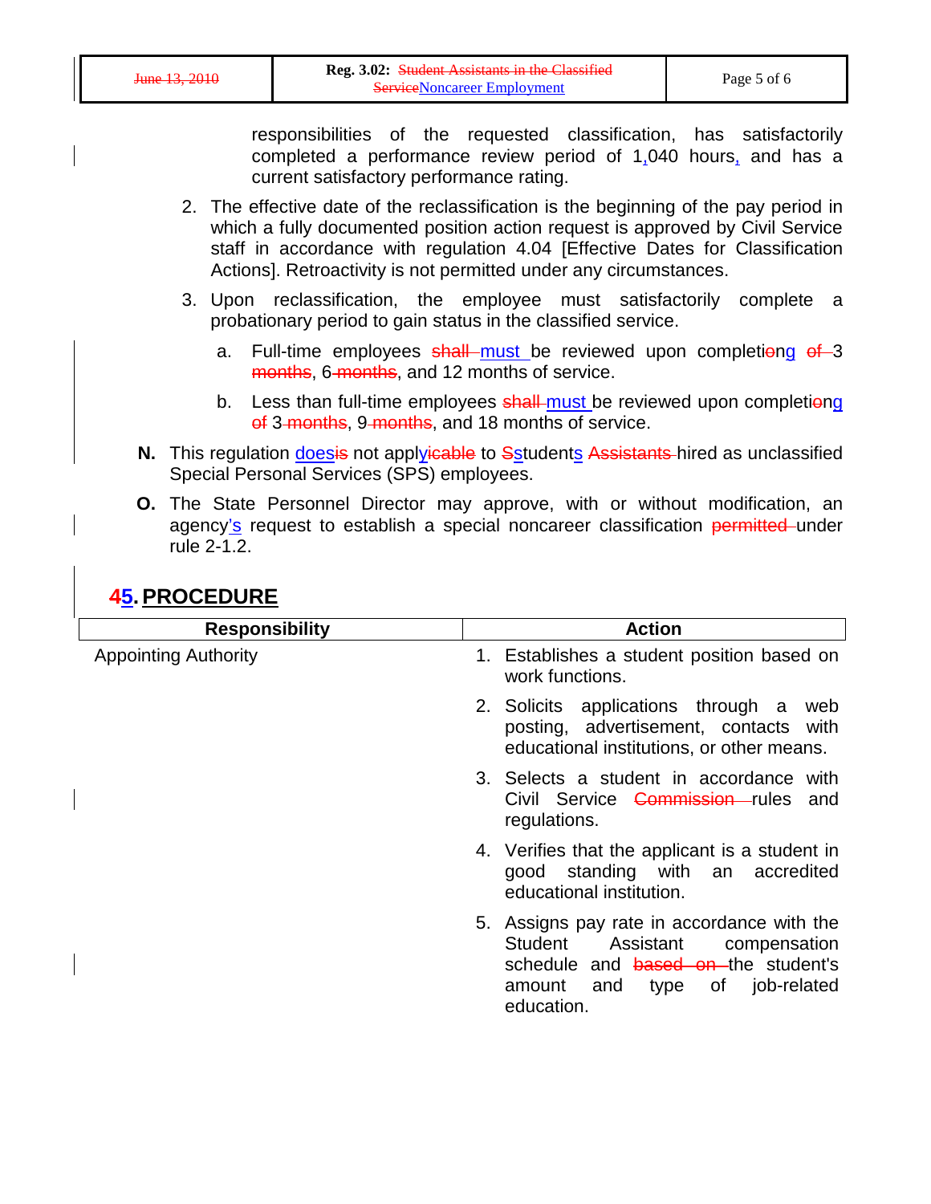responsibilities of the requested classification, has satisfactorily completed a performance review period of 1,040 hours, and has a current satisfactory performance rating.

2. The effective date of the reclassification is the beginning of the pay period in which a fully documented position action request is approved by Civil Service staff in accordance with regulation 4.04 [Effective Dates for Classification Actions]. Retroactivity is not permitted under any circumstances.

3. Upon reclassification, the employee must satisfactorily complete a probationary period to gain status in the classified service.

   a. Full-time employees ~~shall~~ must be reviewed upon completi~~o~~ng ~~of~~ 3 ~~months~~, 6 ~~months~~, and 12 months of service.

   b. Less than full-time employees ~~shall~~ must be reviewed upon completi~~o~~ng ~~of~~ 3 ~~months~~, 9 ~~months~~, and 18 months of service.

**N.** This regulation does~~is~~ not apply~~icable~~ to ~~S~~students ~~Assistants~~ hired as unclassified Special Personal Services (SPS) employees.

**O.** The State Personnel Director may approve, with or without modification, an agency's request to establish a special noncareer classification ~~permitted~~ under rule 2-1.2.

## ~~4~~5. PROCEDURE

| Responsibility | Action |
|---|---|
| Appointing Authority | 1. Establishes a student position based on work functions. |
| | 2. Solicits applications through a web posting, advertisement, contacts with educational institutions, or other means. |
| | 3. Selects a student in accordance with Civil Service ~~Commission~~ rules and regulations. |
| | 4. Verifies that the applicant is a student in good standing with an accredited educational institution. |
| | 5. Assigns pay rate in accordance with the Student Assistant compensation schedule and ~~based on~~ the student's amount and type of job-related education. |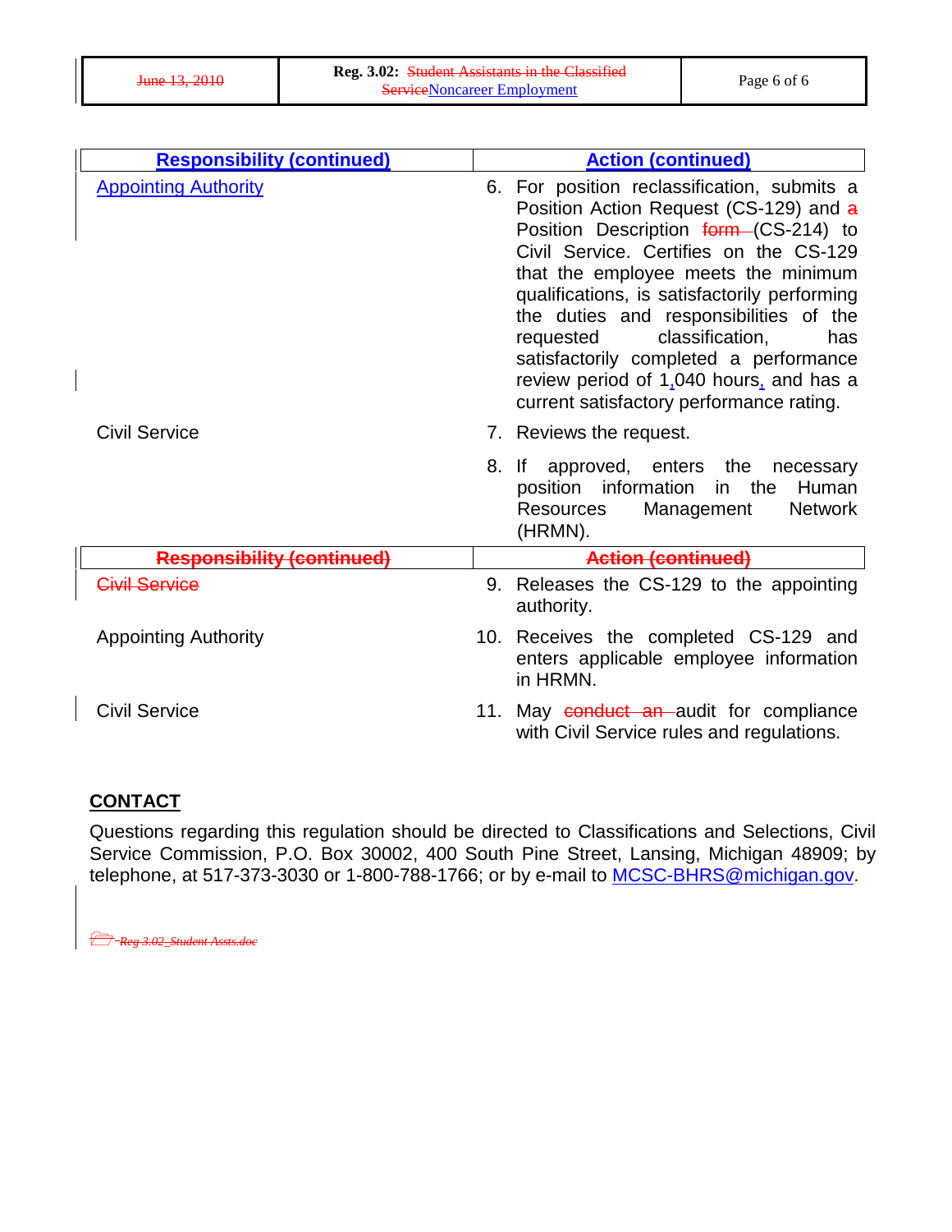| Responsibility (continued) | Action (continued) |
|---|---|
| Appointing Authority | 6. For position reclassification, submits a Position Action Request (CS-129) and a Position Description form (CS-214) to Civil Service. Certifies on the CS-129 that the employee meets the minimum qualifications, is satisfactorily performing the duties and responsibilities of the requested classification, has satisfactorily completed a performance review period of 1,040 hours, and has a current satisfactory performance rating. |
| Civil Service | 7. Reviews the request. |
| | 8. If approved, enters the necessary position information in the Human Resources Management Network (HRMN). |
| ~~Responsibility (continued)~~ | ~~Action (continued)~~ |
| ~~Civil Service~~ | 9. Releases the CS-129 to the appointing authority. |
| Appointing Authority | 10. Receives the completed CS-129 and enters applicable employee information in HRMN. |
| Civil Service | 11. May ~~conduct an~~ audit for compliance with Civil Service rules and regulations. |

## CONTACT

Questions regarding this regulation should be directed to Classifications and Selections, Civil Service Commission, P.O. Box 30002, 400 South Pine Street, Lansing, Michigan 48909; by telephone, at 517-373-3030 or 1-800-788-1766; or by e-mail to MCSC-BHRS@michigan.gov.

~~Reg 3.02_Student Assts.doc~~